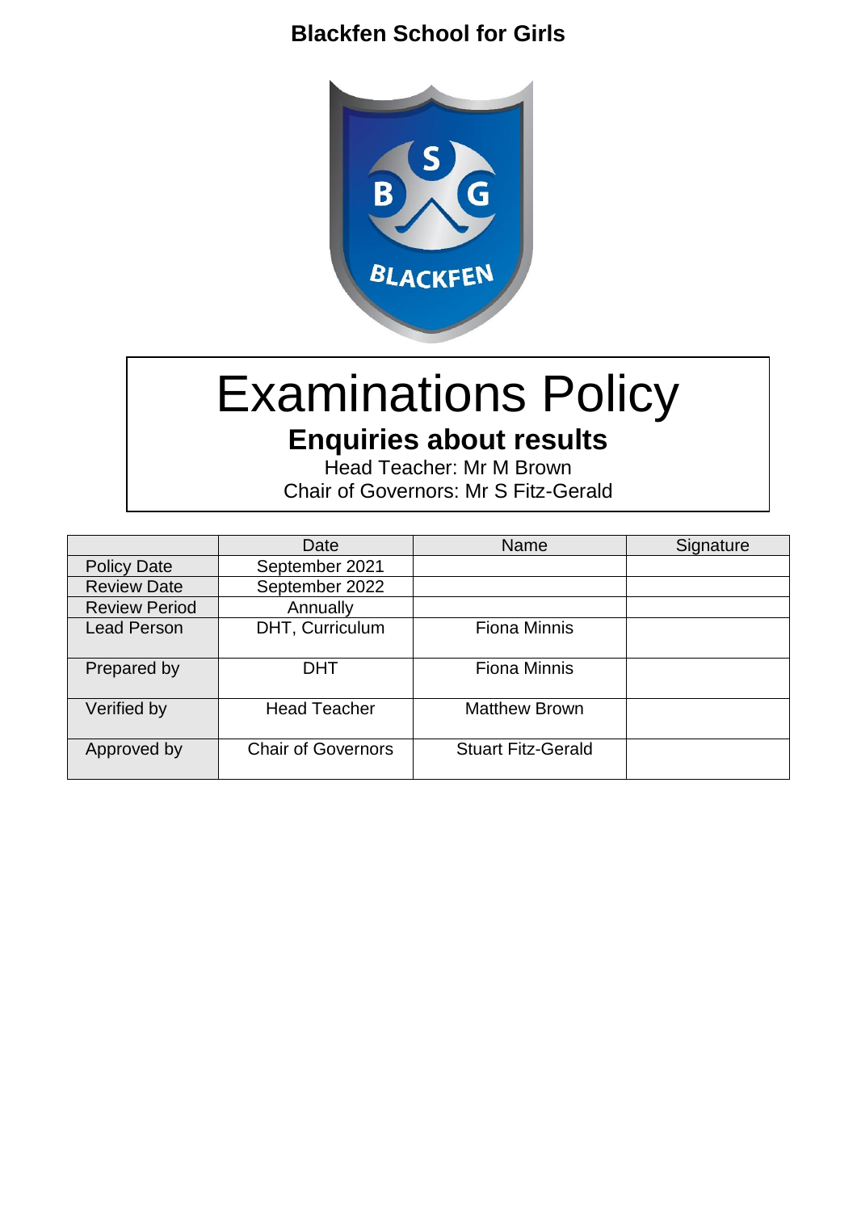**Blackfen School for Girls**

# Examinations Policy

## Enquiries about results

Head Teacher: Mr M Brown

Chair of Governors: Mr S Fitz-Gerald

| | Date | Name | Signature |
|---|---|---|---|
| Policy Date | September 2021 | | |
| Review Date | September 2022 | | |
| Review Period | Annually | | |
| Lead Person | DHT, Curriculum | Fiona Minnis | |
| Prepared by | DHT | Fiona Minnis | |
| Verified by | Head Teacher | Matthew Brown | |
| Approved by | Chair of Governors | Stuart Fitz-Gerald | |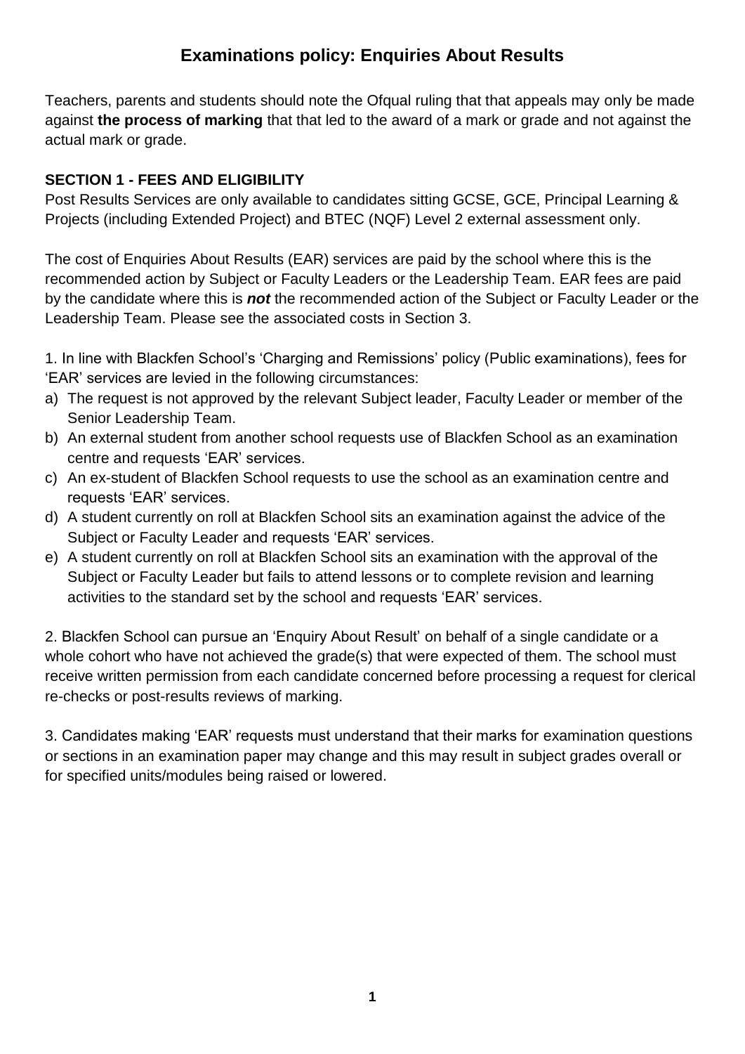# Examinations policy: Enquiries About Results

Teachers, parents and students should note the Ofqual ruling that that appeals may only be made against **the process of marking** that that led to the award of a mark or grade and not against the actual mark or grade.

**SECTION 1 - FEES AND ELIGIBILITY**

Post Results Services are only available to candidates sitting GCSE, GCE, Principal Learning & Projects (including Extended Project) and BTEC (NQF) Level 2 external assessment only.

The cost of Enquiries About Results (EAR) services are paid by the school where this is the recommended action by Subject or Faculty Leaders or the Leadership Team. EAR fees are paid by the candidate where this is ***not*** the recommended action of the Subject or Faculty Leader or the Leadership Team. Please see the associated costs in Section 3.

1. In line with Blackfen School's 'Charging and Remissions' policy (Public examinations), fees for 'EAR' services are levied in the following circumstances:

a) The request is not approved by the relevant Subject leader, Faculty Leader or member of the Senior Leadership Team.
b) An external student from another school requests use of Blackfen School as an examination centre and requests 'EAR' services.
c) An ex-student of Blackfen School requests to use the school as an examination centre and requests 'EAR' services.
d) A student currently on roll at Blackfen School sits an examination against the advice of the Subject or Faculty Leader and requests 'EAR' services.
e) A student currently on roll at Blackfen School sits an examination with the approval of the Subject or Faculty Leader but fails to attend lessons or to complete revision and learning activities to the standard set by the school and requests 'EAR' services.

2. Blackfen School can pursue an 'Enquiry About Result' on behalf of a single candidate or a whole cohort who have not achieved the grade(s) that were expected of them. The school must receive written permission from each candidate concerned before processing a request for clerical re-checks or post-results reviews of marking.

3. Candidates making 'EAR' requests must understand that their marks for examination questions or sections in an examination paper may change and this may result in subject grades overall or for specified units/modules being raised or lowered.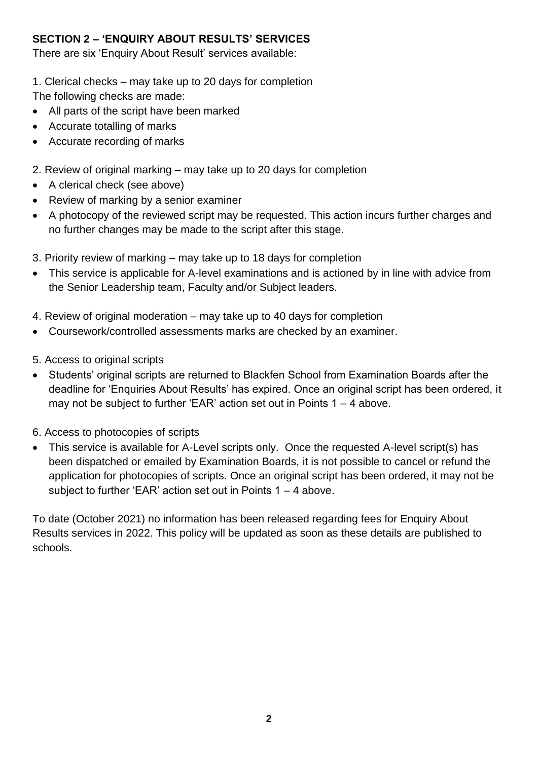## SECTION 2 – 'ENQUIRY ABOUT RESULTS' SERVICES

There are six 'Enquiry About Result' services available:

1. Clerical checks – may take up to 20 days for completion

The following checks are made:

- All parts of the script have been marked
- Accurate totalling of marks
- Accurate recording of marks

2. Review of original marking – may take up to 20 days for completion

- A clerical check (see above)
- Review of marking by a senior examiner
- A photocopy of the reviewed script may be requested. This action incurs further charges and no further changes may be made to the script after this stage.

3. Priority review of marking – may take up to 18 days for completion

- This service is applicable for A-level examinations and is actioned by in line with advice from the Senior Leadership team, Faculty and/or Subject leaders.

4. Review of original moderation – may take up to 40 days for completion

- Coursework/controlled assessments marks are checked by an examiner.

5. Access to original scripts

- Students' original scripts are returned to Blackfen School from Examination Boards after the deadline for 'Enquiries About Results' has expired. Once an original script has been ordered, it may not be subject to further 'EAR' action set out in Points 1 – 4 above.

6. Access to photocopies of scripts

- This service is available for A-Level scripts only. Once the requested A-level script(s) has been dispatched or emailed by Examination Boards, it is not possible to cancel or refund the application for photocopies of scripts. Once an original script has been ordered, it may not be subject to further 'EAR' action set out in Points 1 – 4 above.

To date (October 2021) no information has been released regarding fees for Enquiry About Results services in 2022. This policy will be updated as soon as these details are published to schools.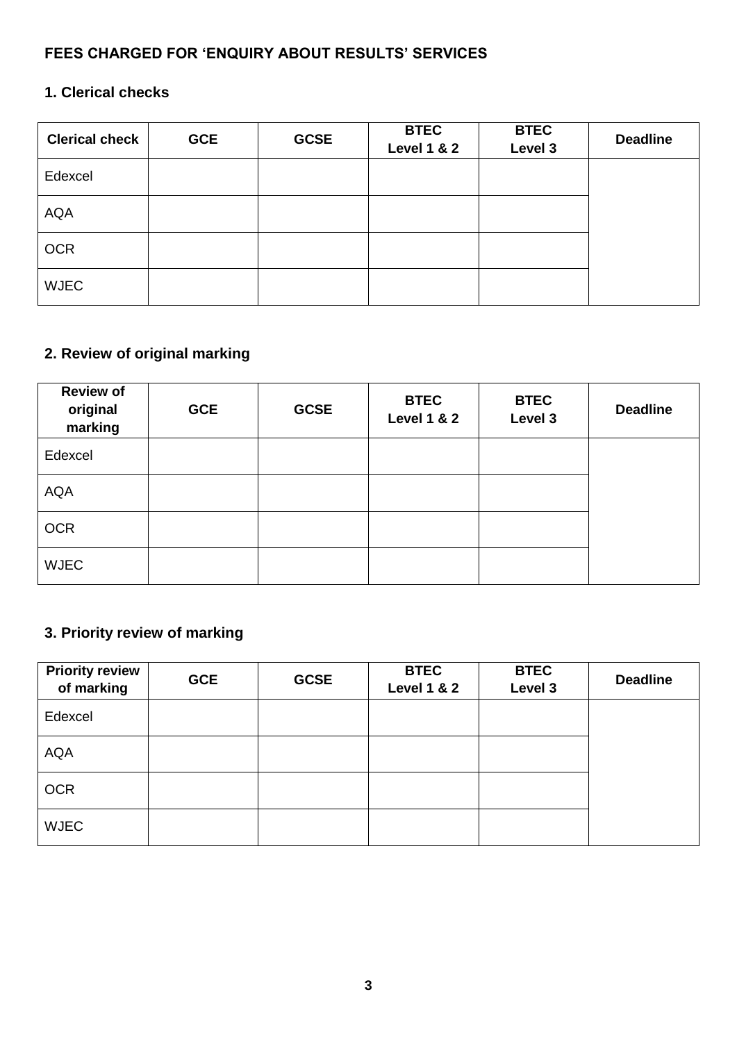## FEES CHARGED FOR 'ENQUIRY ABOUT RESULTS' SERVICES

### 1. Clerical checks

| Clerical check | GCE | GCSE | BTEC Level 1 & 2 | BTEC Level 3 | Deadline |
|---|---|---|---|---|---|
| Edexcel | | | | | |
| AQA | | | | | |
| OCR | | | | | |
| WJEC | | | | | |

### 2. Review of original marking

| Review of original marking | GCE | GCSE | BTEC Level 1 & 2 | BTEC Level 3 | Deadline |
|---|---|---|---|---|---|
| Edexcel | | | | | |
| AQA | | | | | |
| OCR | | | | | |
| WJEC | | | | | |

### 3. Priority review of marking

| Priority review of marking | GCE | GCSE | BTEC Level 1 & 2 | BTEC Level 3 | Deadline |
|---|---|---|---|---|---|
| Edexcel | | | | | |
| AQA | | | | | |
| OCR | | | | | |
| WJEC | | | | | |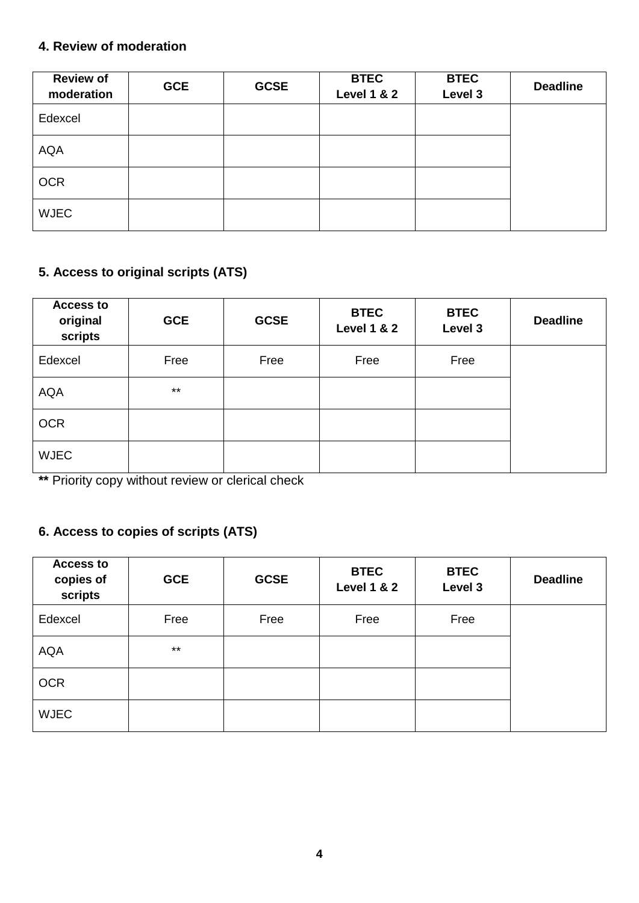## 4. Review of moderation

| Review of moderation | GCE | GCSE | BTEC Level 1 & 2 | BTEC Level 3 | Deadline |
|---|---|---|---|---|---|
| Edexcel | | | | | |
| AQA | | | | | |
| OCR | | | | | |
| WJEC | | | | | |

## 5. Access to original scripts (ATS)

| Access to original scripts | GCE | GCSE | BTEC Level 1 & 2 | BTEC Level 3 | Deadline |
|---|---|---|---|---|---|
| Edexcel | Free | Free | Free | Free | |
| AQA | ** | | | | |
| OCR | | | | | |
| WJEC | | | | | |

**\*\*** Priority copy without review or clerical check

## 6. Access to copies of scripts (ATS)

| Access to copies of scripts | GCE | GCSE | BTEC Level 1 & 2 | BTEC Level 3 | Deadline |
|---|---|---|---|---|---|
| Edexcel | Free | Free | Free | Free | |
| AQA | ** | | | | |
| OCR | | | | | |
| WJEC | | | | | |